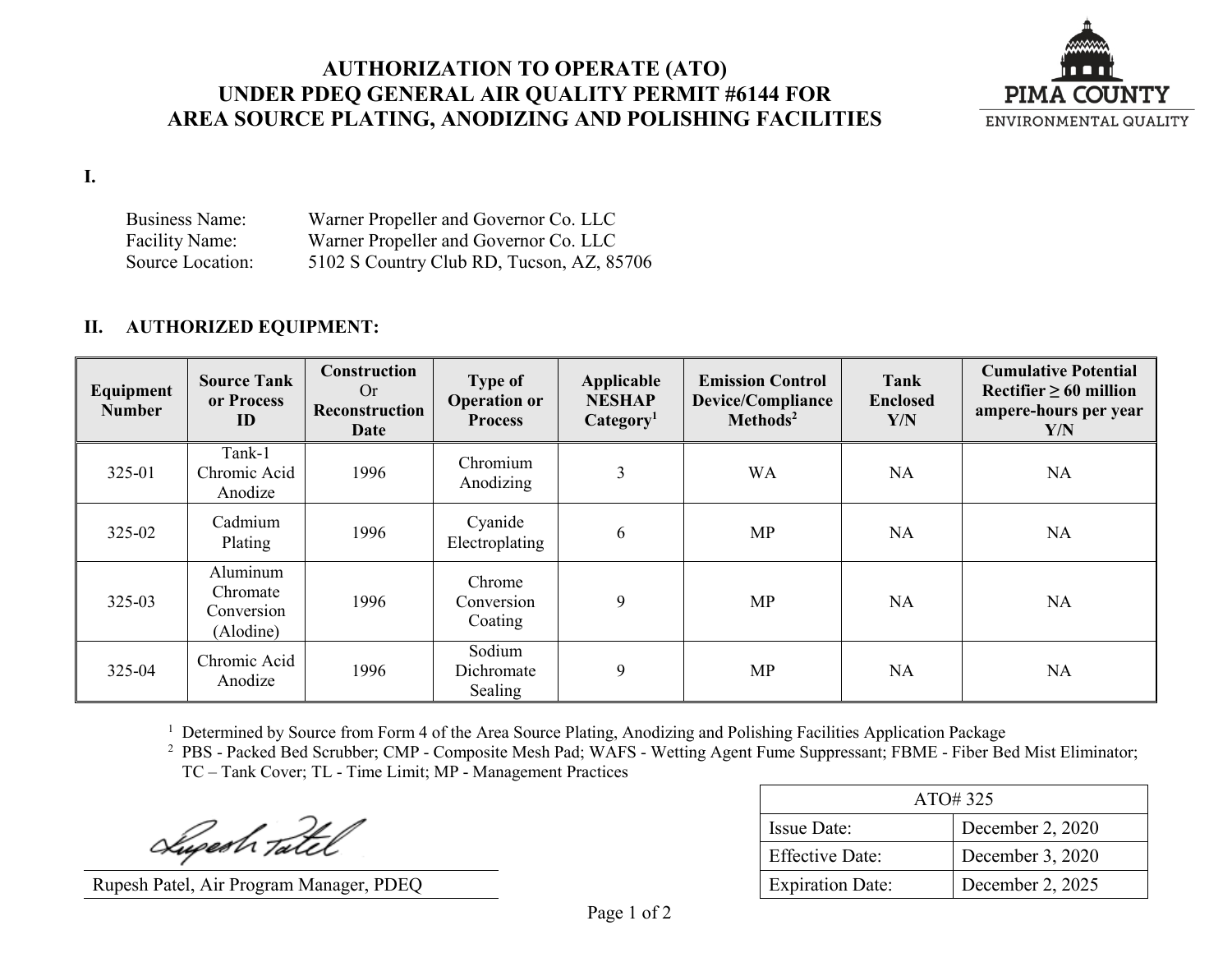# AUTHORIZATION TO OPERATE (ATO) UNDER PDEQ GENERAL AIR QUALITY PERMIT #6144 FOR AREA SOURCE PLATING, ANODIZING AND POLISHING FACILITIES

PIMA COUNTY
ENVIRONMENTAL QUALITY

**I.**

Business Name: Warner Propeller and Governor Co. LLC
Facility Name: Warner Propeller and Governor Co. LLC
Source Location: 5102 S Country Club RD, Tucson, AZ, 85706

## II. AUTHORIZED EQUIPMENT:

| Equipment Number | Source Tank or Process ID | Construction Or Reconstruction Date | Type of Operation or Process | Applicable NESHAP Category[1] | Emission Control Device/Compliance Methods[2] | Tank Enclosed Y/N | Cumulative Potential Rectifier ≥ 60 million ampere-hours per year Y/N |
|---|---|---|---|---|---|---|---|
| 325-01 | Tank-1 Chromic Acid Anodize | 1996 | Chromium Anodizing | 3 | WA | NA | NA |
| 325-02 | Cadmium Plating | 1996 | Cyanide Electroplating | 6 | MP | NA | NA |
| 325-03 | Aluminum Chromate Conversion (Alodine) | 1996 | Chrome Conversion Coating | 9 | MP | NA | NA |
| 325-04 | Chromic Acid Anodize | 1996 | Sodium Dichromate Sealing | 9 | MP | NA | NA |

[1] Determined by Source from Form 4 of the Area Source Plating, Anodizing and Polishing Facilities Application Package
[2] PBS - Packed Bed Scrubber; CMP - Composite Mesh Pad; WAFS - Wetting Agent Fume Suppressant; FBME - Fiber Bed Mist Eliminator; TC – Tank Cover; TL - Time Limit; MP - Management Practices

Rupesh Patel, Air Program Manager, PDEQ

| ATO# 325 | |
|---|---|
| Issue Date: | December 2, 2020 |
| Effective Date: | December 3, 2020 |
| Expiration Date: | December 2, 2025 |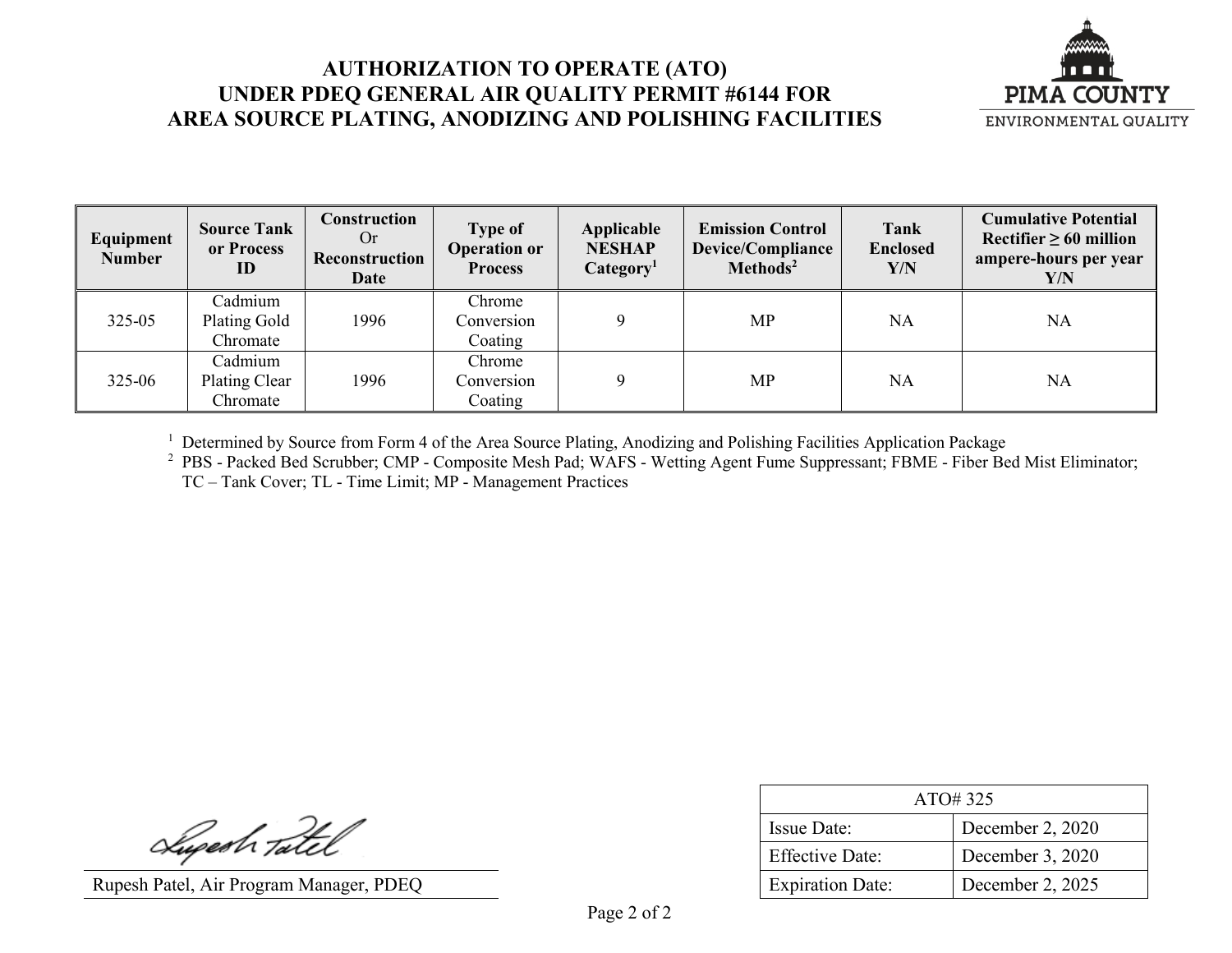# AUTHORIZATION TO OPERATE (ATO)
# UNDER PDEQ GENERAL AIR QUALITY PERMIT #6144 FOR
# AREA SOURCE PLATING, ANODIZING AND POLISHING FACILITIES

PIMA COUNTY
ENVIRONMENTAL QUALITY

| Equipment Number | Source Tank or Process ID | Construction Or Reconstruction Date | Type of Operation or Process | Applicable NESHAP Category[1] | Emission Control Device/Compliance Methods[2] | Tank Enclosed Y/N | Cumulative Potential Rectifier ≥ 60 million ampere-hours per year Y/N |
|---|---|---|---|---|---|---|---|
| 325-05 | Cadmium Plating Gold Chromate | 1996 | Chrome Conversion Coating | 9 | MP | NA | NA |
| 325-06 | Cadmium Plating Clear Chromate | 1996 | Chrome Conversion Coating | 9 | MP | NA | NA |

[1] Determined by Source from Form 4 of the Area Source Plating, Anodizing and Polishing Facilities Application Package

[2] PBS - Packed Bed Scrubber; CMP - Composite Mesh Pad; WAFS - Wetting Agent Fume Suppressant; FBME - Fiber Bed Mist Eliminator; TC – Tank Cover; TL - Time Limit; MP - Management Practices

Rupesh Patel, Air Program Manager, PDEQ

| ATO# 325 | |
|---|---|
| Issue Date: | December 2, 2020 |
| Effective Date: | December 3, 2020 |
| Expiration Date: | December 2, 2025 |